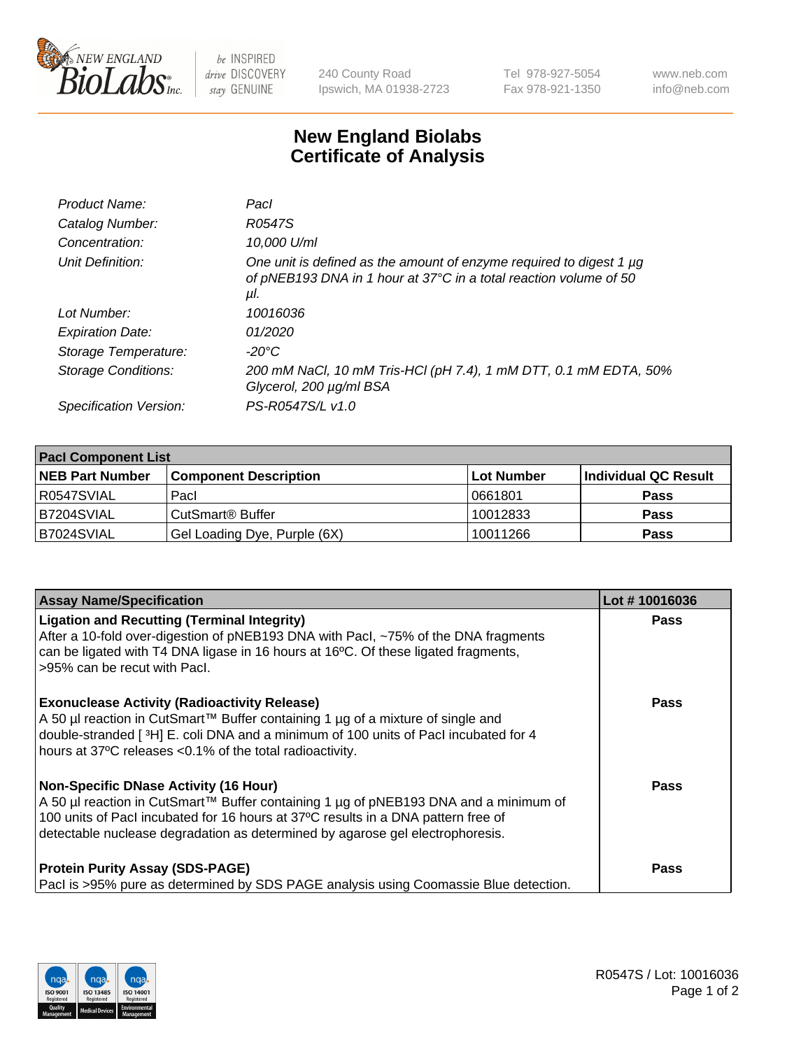NEW ENGLAND BioLabs Inc. — be INSPIRED drive DISCOVERY stay GENUINE

240 County Road
Ipswich, MA 01938-2723

Tel 978-927-5054
Fax 978-921-1350

www.neb.com
info@neb.com

# New England Biolabs
# Certificate of Analysis

| | |
|---|---|
| *Product Name:* | *PacI* |
| *Catalog Number:* | *R0547S* |
| *Concentration:* | *10,000 U/ml* |
| *Unit Definition:* | *One unit is defined as the amount of enzyme required to digest 1 µg of pNEB193 DNA in 1 hour at 37°C in a total reaction volume of 50 µl.* |
| *Lot Number:* | *10016036* |
| *Expiration Date:* | *01/2020* |
| *Storage Temperature:* | *-20°C* |
| *Storage Conditions:* | *200 mM NaCl, 10 mM Tris-HCl (pH 7.4), 1 mM DTT, 0.1 mM EDTA, 50% Glycerol, 200 µg/ml BSA* |
| *Specification Version:* | *PS-R0547S/L v1.0* |

| PacI Component List | | | |
|---|---|---|---|
| **NEB Part Number** | **Component Description** | **Lot Number** | **Individual QC Result** |
| R0547SVIAL | PacI | 0661801 | **Pass** |
| B7204SVIAL | CutSmart® Buffer | 10012833 | **Pass** |
| B7024SVIAL | Gel Loading Dye, Purple (6X) | 10011266 | **Pass** |

| Assay Name/Specification | Lot # 10016036 |
|---|---|
| **Ligation and Recutting (Terminal Integrity)** After a 10-fold over-digestion of pNEB193 DNA with PacI, ~75% of the DNA fragments can be ligated with T4 DNA ligase in 16 hours at 16ºC. Of these ligated fragments, >95% can be recut with PacI. | **Pass** |
| **Exonuclease Activity (Radioactivity Release)** A 50 µl reaction in CutSmart™ Buffer containing 1 µg of a mixture of single and double-stranded [ $^{3}$H] E. coli DNA and a minimum of 100 units of PacI incubated for 4 hours at 37ºC releases <0.1% of the total radioactivity. | **Pass** |
| **Non-Specific DNase Activity (16 Hour)** A 50 µl reaction in CutSmart™ Buffer containing 1 µg of pNEB193 DNA and a minimum of 100 units of PacI incubated for 16 hours at 37ºC results in a DNA pattern free of detectable nuclease degradation as determined by agarose gel electrophoresis. | **Pass** |
| **Protein Purity Assay (SDS-PAGE)** PacI is >95% pure as determined by SDS PAGE analysis using Coomassie Blue detection. | **Pass** |

R0547S / Lot: 10016036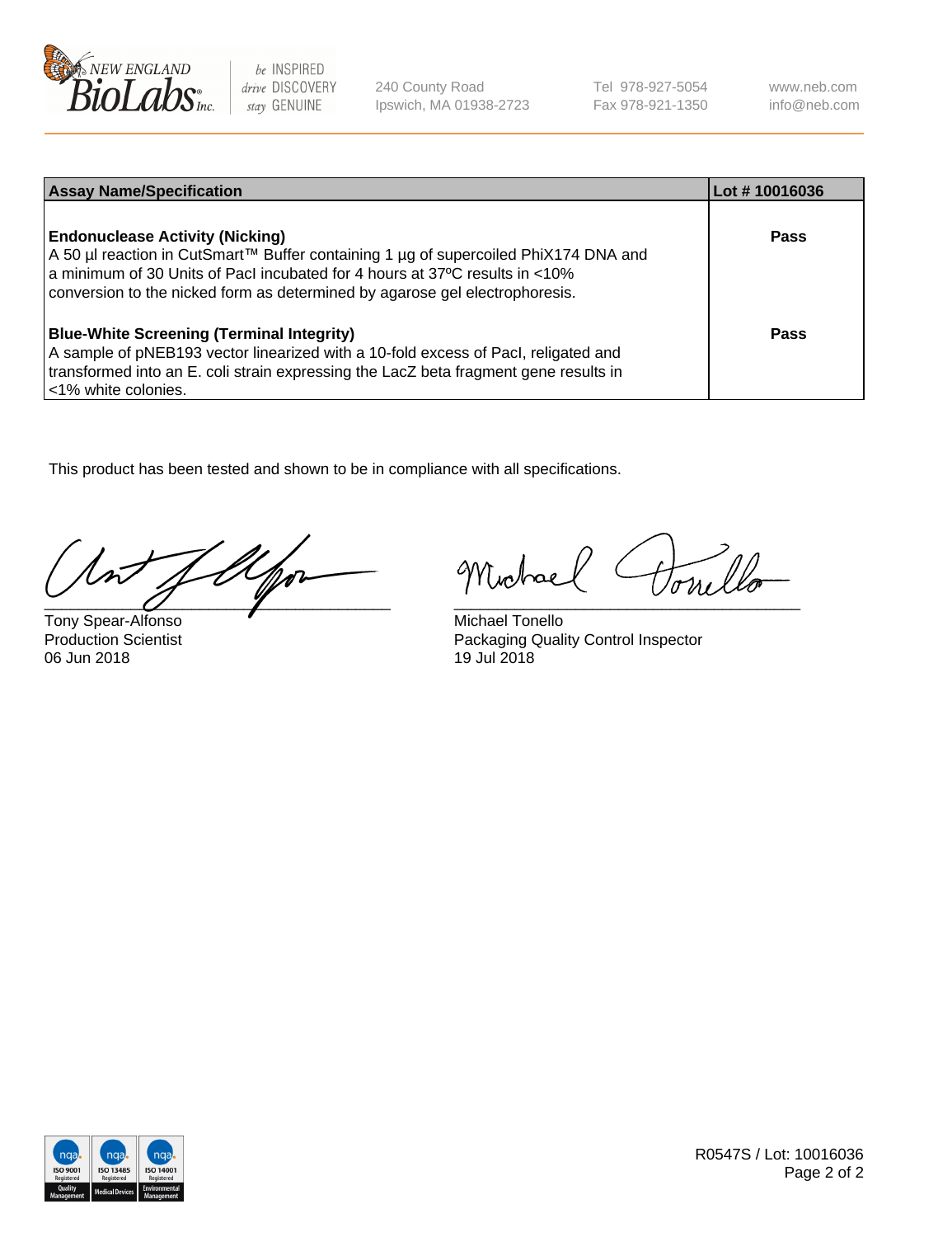240 County Road
Ipswich, MA 01938-2723

Tel 978-927-5054
Fax 978-921-1350

www.neb.com
info@neb.com

| Assay Name/Specification | Lot # 10016036 |
| --- | --- |
| **Endonuclease Activity (Nicking)**<br>A 50 µl reaction in CutSmart™ Buffer containing 1 µg of supercoiled PhiX174 DNA and a minimum of 30 Units of PacI incubated for 4 hours at 37ºC results in <10% conversion to the nicked form as determined by agarose gel electrophoresis. | Pass |
| **Blue-White Screening (Terminal Integrity)**<br>A sample of pNEB193 vector linearized with a 10-fold excess of PacI, religated and transformed into an E. coli strain expressing the LacZ beta fragment gene results in <1% white colonies. | Pass |

This product has been tested and shown to be in compliance with all specifications.

Tony Spear-Alfonso
Production Scientist
06 Jun 2018

Michael Tonello
Packaging Quality Control Inspector
19 Jul 2018

R0547S / Lot: 10016036